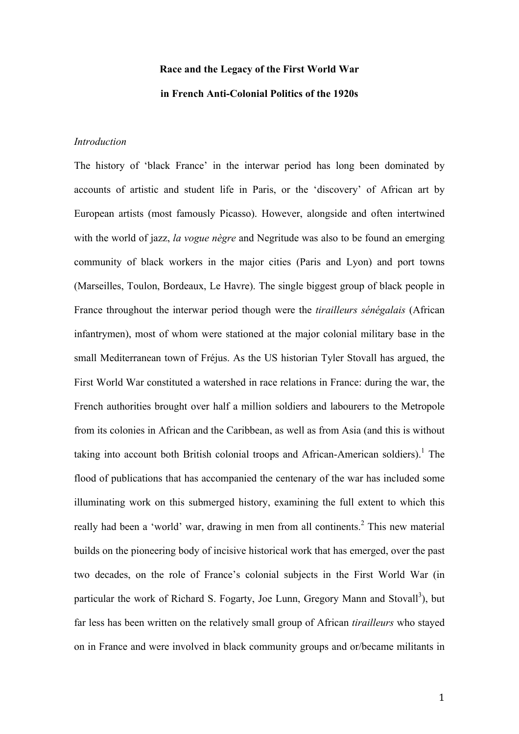**Race and the Legacy of the First World War**

**in French Anti-Colonial Politics of the 1920s**

*Introduction*

The history of 'black France' in the interwar period has long been dominated by accounts of artistic and student life in Paris, or the 'discovery' of African art by European artists (most famously Picasso). However, alongside and often intertwined with the world of jazz, *la vogue nègre* and Negritude was also to be found an emerging community of black workers in the major cities (Paris and Lyon) and port towns (Marseilles, Toulon, Bordeaux, Le Havre). The single biggest group of black people in France throughout the interwar period though were the *tirailleurs sénégalais* (African infantrymen), most of whom were stationed at the major colonial military base in the small Mediterranean town of Fréjus. As the US historian Tyler Stovall has argued, the First World War constituted a watershed in race relations in France: during the war, the French authorities brought over half a million soldiers and labourers to the Metropole from its colonies in African and the Caribbean, as well as from Asia (and this is without taking into account both British colonial troops and African-American soldiers).[1] The flood of publications that has accompanied the centenary of the war has included some illuminating work on this submerged history, examining the full extent to which this really had been a 'world' war, drawing in men from all continents.[2] This new material builds on the pioneering body of incisive historical work that has emerged, over the past two decades, on the role of France's colonial subjects in the First World War (in particular the work of Richard S. Fogarty, Joe Lunn, Gregory Mann and Stovall[3]), but far less has been written on the relatively small group of African *tirailleurs* who stayed on in France and were involved in black community groups and or/became militants in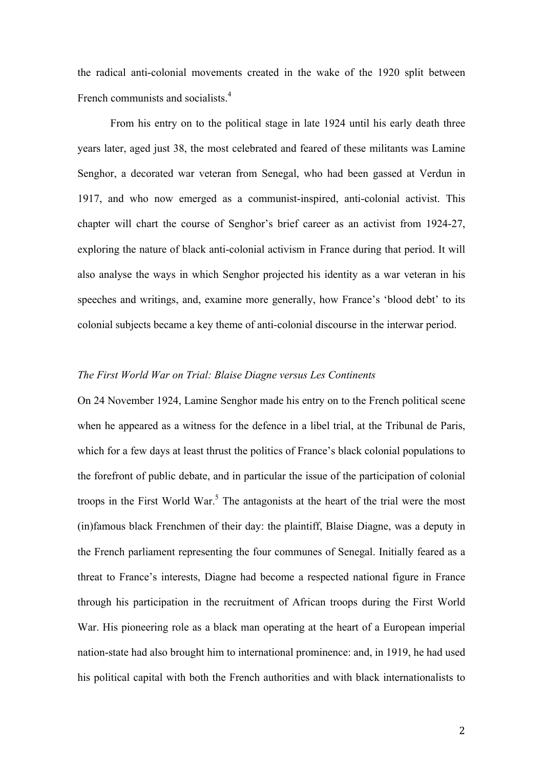the radical anti-colonial movements created in the wake of the 1920 split between French communists and socialists.[4]

From his entry on to the political stage in late 1924 until his early death three years later, aged just 38, the most celebrated and feared of these militants was Lamine Senghor, a decorated war veteran from Senegal, who had been gassed at Verdun in 1917, and who now emerged as a communist-inspired, anti-colonial activist. This chapter will chart the course of Senghor's brief career as an activist from 1924-27, exploring the nature of black anti-colonial activism in France during that period. It will also analyse the ways in which Senghor projected his identity as a war veteran in his speeches and writings, and, examine more generally, how France's 'blood debt' to its colonial subjects became a key theme of anti-colonial discourse in the interwar period.

### *The First World War on Trial: Blaise Diagne versus Les Continents*

On 24 November 1924, Lamine Senghor made his entry on to the French political scene when he appeared as a witness for the defence in a libel trial, at the Tribunal de Paris, which for a few days at least thrust the politics of France's black colonial populations to the forefront of public debate, and in particular the issue of the participation of colonial troops in the First World War.[5] The antagonists at the heart of the trial were the most (in)famous black Frenchmen of their day: the plaintiff, Blaise Diagne, was a deputy in the French parliament representing the four communes of Senegal. Initially feared as a threat to France's interests, Diagne had become a respected national figure in France through his participation in the recruitment of African troops during the First World War. His pioneering role as a black man operating at the heart of a European imperial nation-state had also brought him to international prominence: and, in 1919, he had used his political capital with both the French authorities and with black internationalists to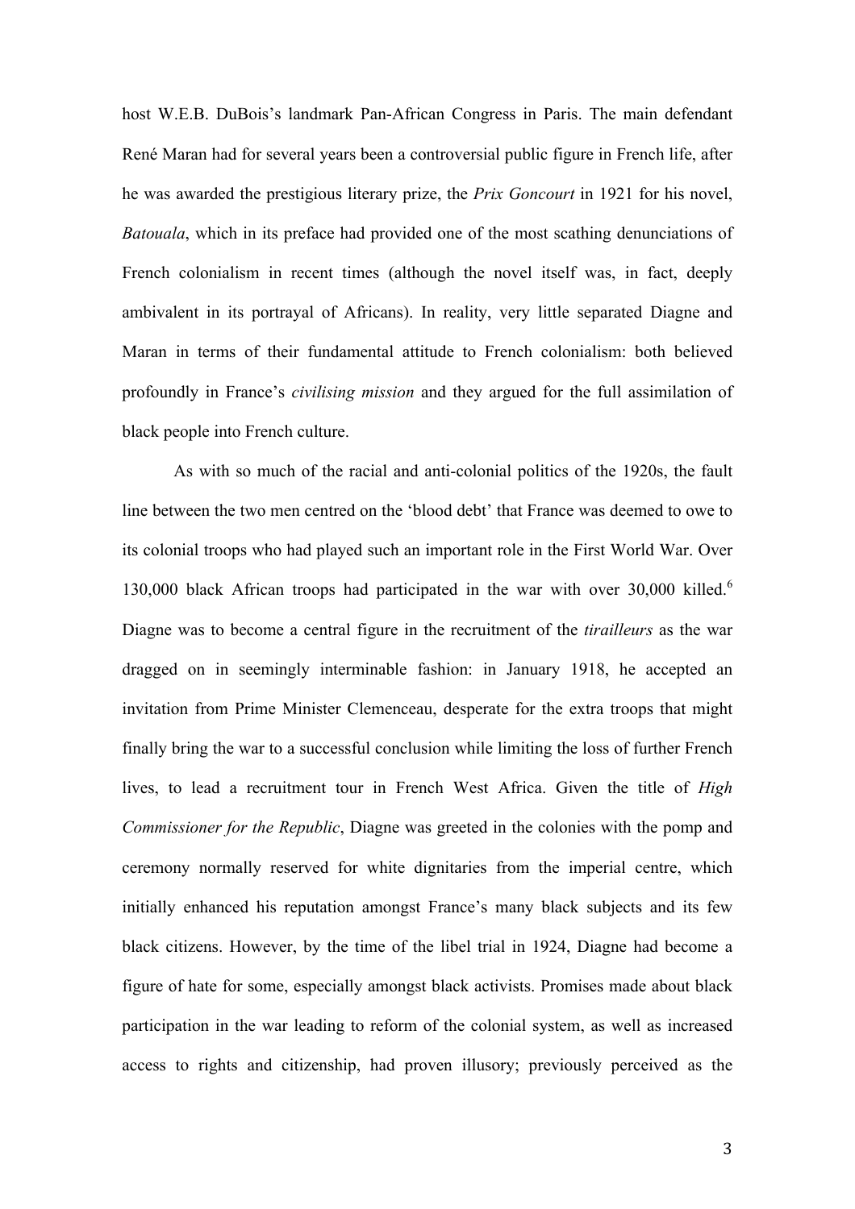host W.E.B. DuBois's landmark Pan-African Congress in Paris. The main defendant René Maran had for several years been a controversial public figure in French life, after he was awarded the prestigious literary prize, the *Prix Goncourt* in 1921 for his novel, *Batouala*, which in its preface had provided one of the most scathing denunciations of French colonialism in recent times (although the novel itself was, in fact, deeply ambivalent in its portrayal of Africans). In reality, very little separated Diagne and Maran in terms of their fundamental attitude to French colonialism: both believed profoundly in France's *civilising mission* and they argued for the full assimilation of black people into French culture.

As with so much of the racial and anti-colonial politics of the 1920s, the fault line between the two men centred on the 'blood debt' that France was deemed to owe to its colonial troops who had played such an important role in the First World War. Over 130,000 black African troops had participated in the war with over 30,000 killed.[6] Diagne was to become a central figure in the recruitment of the *tirailleurs* as the war dragged on in seemingly interminable fashion: in January 1918, he accepted an invitation from Prime Minister Clemenceau, desperate for the extra troops that might finally bring the war to a successful conclusion while limiting the loss of further French lives, to lead a recruitment tour in French West Africa. Given the title of *High Commissioner for the Republic*, Diagne was greeted in the colonies with the pomp and ceremony normally reserved for white dignitaries from the imperial centre, which initially enhanced his reputation amongst France's many black subjects and its few black citizens. However, by the time of the libel trial in 1924, Diagne had become a figure of hate for some, especially amongst black activists. Promises made about black participation in the war leading to reform of the colonial system, as well as increased access to rights and citizenship, had proven illusory; previously perceived as the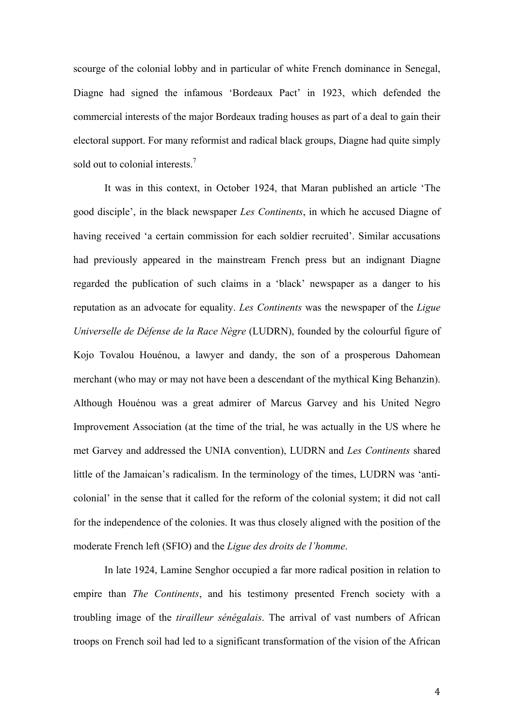scourge of the colonial lobby and in particular of white French dominance in Senegal, Diagne had signed the infamous 'Bordeaux Pact' in 1923, which defended the commercial interests of the major Bordeaux trading houses as part of a deal to gain their electoral support. For many reformist and radical black groups, Diagne had quite simply sold out to colonial interests.[7]

It was in this context, in October 1924, that Maran published an article 'The good disciple', in the black newspaper *Les Continents*, in which he accused Diagne of having received 'a certain commission for each soldier recruited'. Similar accusations had previously appeared in the mainstream French press but an indignant Diagne regarded the publication of such claims in a 'black' newspaper as a danger to his reputation as an advocate for equality. *Les Continents* was the newspaper of the *Ligue Universelle de Défense de la Race Nègre* (LUDRN), founded by the colourful figure of Kojo Tovalou Houénou, a lawyer and dandy, the son of a prosperous Dahomean merchant (who may or may not have been a descendant of the mythical King Behanzin). Although Houénou was a great admirer of Marcus Garvey and his United Negro Improvement Association (at the time of the trial, he was actually in the US where he met Garvey and addressed the UNIA convention), LUDRN and *Les Continents* shared little of the Jamaican's radicalism. In the terminology of the times, LUDRN was 'anti-colonial' in the sense that it called for the reform of the colonial system; it did not call for the independence of the colonies. It was thus closely aligned with the position of the moderate French left (SFIO) and the *Ligue des droits de l'homme*.

In late 1924, Lamine Senghor occupied a far more radical position in relation to empire than *The Continents*, and his testimony presented French society with a troubling image of the *tirailleur sénégalais*. The arrival of vast numbers of African troops on French soil had led to a significant transformation of the vision of the African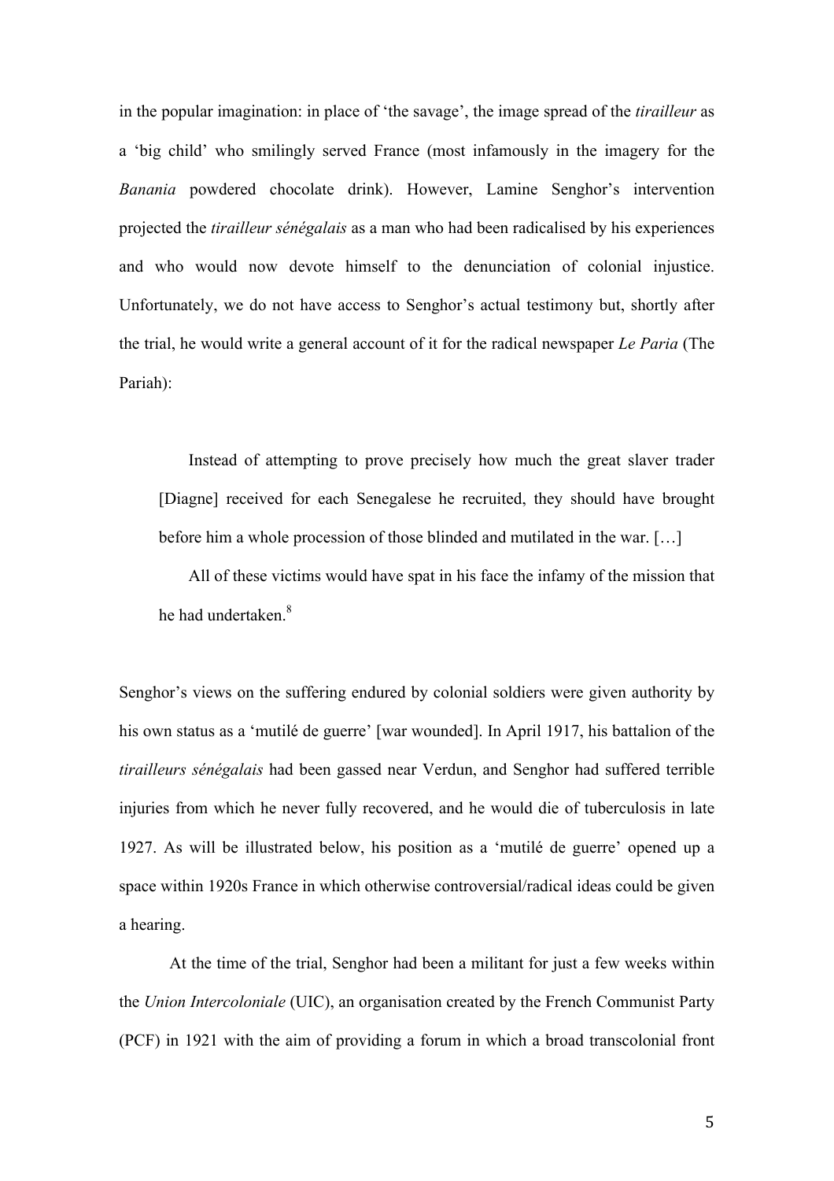in the popular imagination: in place of 'the savage', the image spread of the *tirailleur* as a 'big child' who smilingly served France (most infamously in the imagery for the *Banania* powdered chocolate drink). However, Lamine Senghor's intervention projected the *tirailleur sénégalais* as a man who had been radicalised by his experiences and who would now devote himself to the denunciation of colonial injustice. Unfortunately, we do not have access to Senghor's actual testimony but, shortly after the trial, he would write a general account of it for the radical newspaper *Le Paria* (The Pariah):

> Instead of attempting to prove precisely how much the great slaver trader [Diagne] received for each Senegalese he recruited, they should have brought before him a whole procession of those blinded and mutilated in the war. […]
>
> All of these victims would have spat in his face the infamy of the mission that he had undertaken.[8]

Senghor's views on the suffering endured by colonial soldiers were given authority by his own status as a 'mutilé de guerre' [war wounded]. In April 1917, his battalion of the *tirailleurs sénégalais* had been gassed near Verdun, and Senghor had suffered terrible injuries from which he never fully recovered, and he would die of tuberculosis in late 1927. As will be illustrated below, his position as a 'mutilé de guerre' opened up a space within 1920s France in which otherwise controversial/radical ideas could be given a hearing.

At the time of the trial, Senghor had been a militant for just a few weeks within the *Union Intercoloniale* (UIC), an organisation created by the French Communist Party (PCF) in 1921 with the aim of providing a forum in which a broad transcolonial front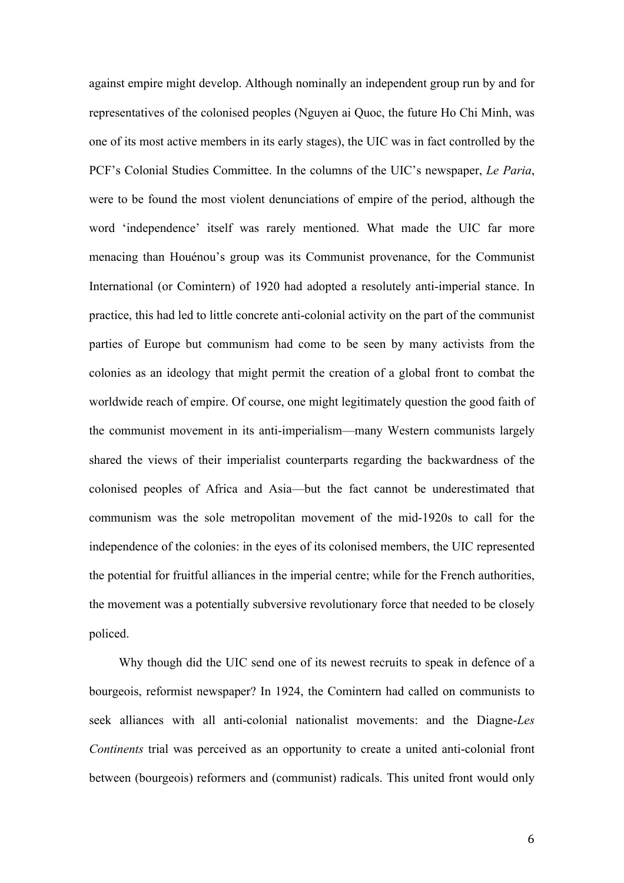against empire might develop. Although nominally an independent group run by and for representatives of the colonised peoples (Nguyen ai Quoc, the future Ho Chi Minh, was one of its most active members in its early stages), the UIC was in fact controlled by the PCF's Colonial Studies Committee. In the columns of the UIC's newspaper, *Le Paria*, were to be found the most violent denunciations of empire of the period, although the word 'independence' itself was rarely mentioned. What made the UIC far more menacing than Houénou's group was its Communist provenance, for the Communist International (or Comintern) of 1920 had adopted a resolutely anti-imperial stance. In practice, this had led to little concrete anti-colonial activity on the part of the communist parties of Europe but communism had come to be seen by many activists from the colonies as an ideology that might permit the creation of a global front to combat the worldwide reach of empire. Of course, one might legitimately question the good faith of the communist movement in its anti-imperialism—many Western communists largely shared the views of their imperialist counterparts regarding the backwardness of the colonised peoples of Africa and Asia—but the fact cannot be underestimated that communism was the sole metropolitan movement of the mid-1920s to call for the independence of the colonies: in the eyes of its colonised members, the UIC represented the potential for fruitful alliances in the imperial centre; while for the French authorities, the movement was a potentially subversive revolutionary force that needed to be closely policed.

Why though did the UIC send one of its newest recruits to speak in defence of a bourgeois, reformist newspaper? In 1924, the Comintern had called on communists to seek alliances with all anti-colonial nationalist movements: and the Diagne-*Les Continents* trial was perceived as an opportunity to create a united anti-colonial front between (bourgeois) reformers and (communist) radicals. This united front would only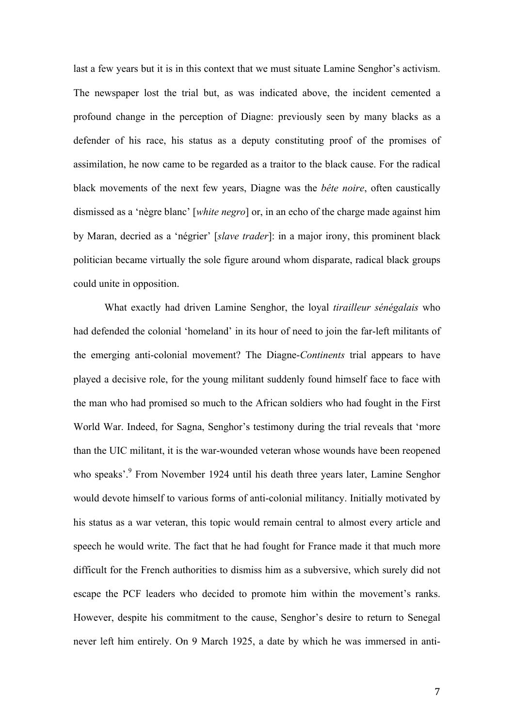last a few years but it is in this context that we must situate Lamine Senghor's activism. The newspaper lost the trial but, as was indicated above, the incident cemented a profound change in the perception of Diagne: previously seen by many blacks as a defender of his race, his status as a deputy constituting proof of the promises of assimilation, he now came to be regarded as a traitor to the black cause. For the radical black movements of the next few years, Diagne was the *bête noire*, often caustically dismissed as a 'nègre blanc' [*white negro*] or, in an echo of the charge made against him by Maran, decried as a 'négrier' [*slave trader*]: in a major irony, this prominent black politician became virtually the sole figure around whom disparate, radical black groups could unite in opposition.

What exactly had driven Lamine Senghor, the loyal *tirailleur sénégalais* who had defended the colonial 'homeland' in its hour of need to join the far-left militants of the emerging anti-colonial movement? The Diagne-*Continents* trial appears to have played a decisive role, for the young militant suddenly found himself face to face with the man who had promised so much to the African soldiers who had fought in the First World War. Indeed, for Sagna, Senghor's testimony during the trial reveals that 'more than the UIC militant, it is the war-wounded veteran whose wounds have been reopened who speaks'.[9] From November 1924 until his death three years later, Lamine Senghor would devote himself to various forms of anti-colonial militancy. Initially motivated by his status as a war veteran, this topic would remain central to almost every article and speech he would write. The fact that he had fought for France made it that much more difficult for the French authorities to dismiss him as a subversive, which surely did not escape the PCF leaders who decided to promote him within the movement's ranks. However, despite his commitment to the cause, Senghor's desire to return to Senegal never left him entirely. On 9 March 1925, a date by which he was immersed in anti-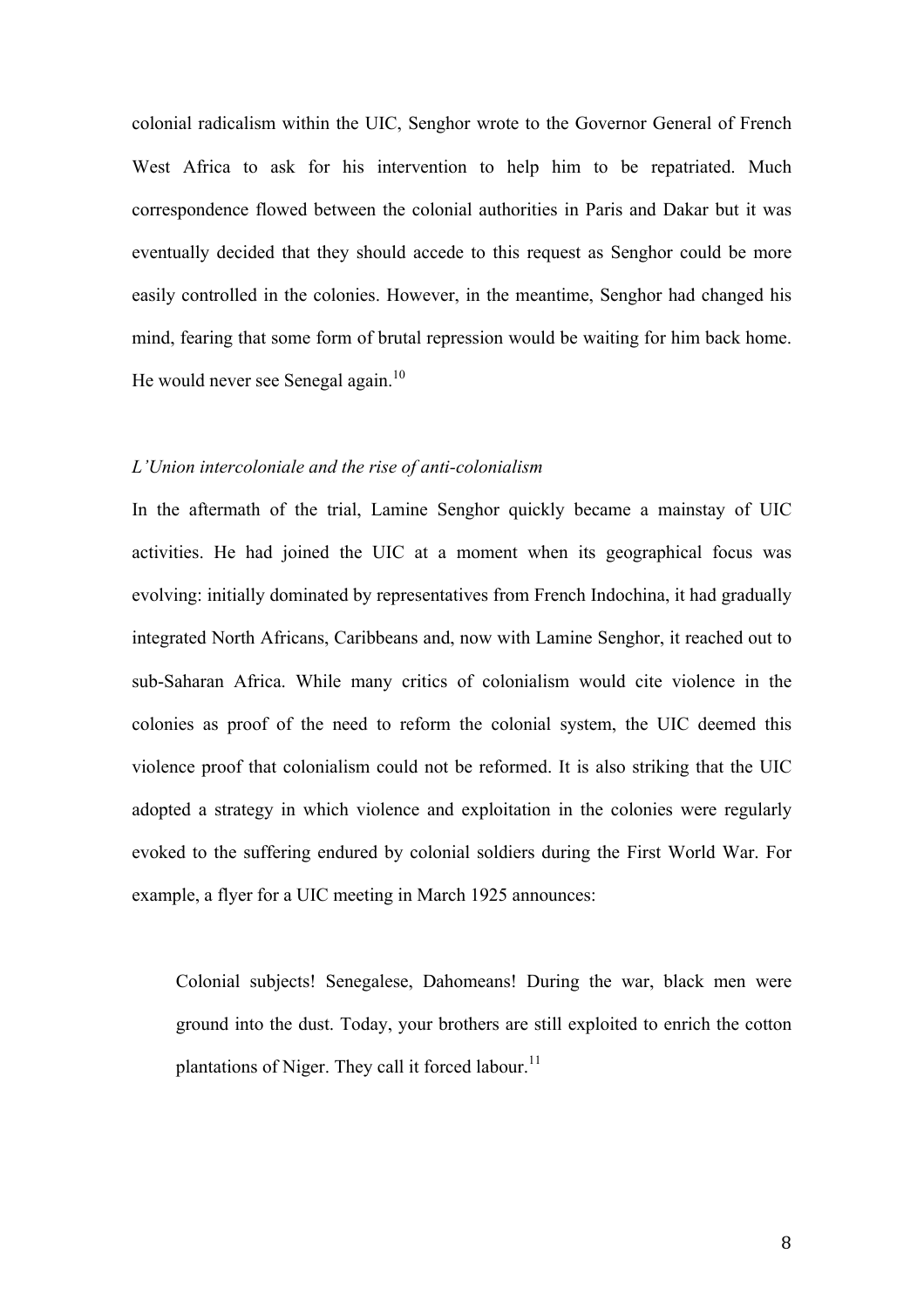colonial radicalism within the UIC, Senghor wrote to the Governor General of French West Africa to ask for his intervention to help him to be repatriated. Much correspondence flowed between the colonial authorities in Paris and Dakar but it was eventually decided that they should accede to this request as Senghor could be more easily controlled in the colonies. However, in the meantime, Senghor had changed his mind, fearing that some form of brutal repression would be waiting for him back home. He would never see Senegal again.[10]

### *L'Union intercoloniale and the rise of anti-colonialism*

In the aftermath of the trial, Lamine Senghor quickly became a mainstay of UIC activities. He had joined the UIC at a moment when its geographical focus was evolving: initially dominated by representatives from French Indochina, it had gradually integrated North Africans, Caribbeans and, now with Lamine Senghor, it reached out to sub-Saharan Africa. While many critics of colonialism would cite violence in the colonies as proof of the need to reform the colonial system, the UIC deemed this violence proof that colonialism could not be reformed. It is also striking that the UIC adopted a strategy in which violence and exploitation in the colonies were regularly evoked to the suffering endured by colonial soldiers during the First World War. For example, a flyer for a UIC meeting in March 1925 announces:

> Colonial subjects! Senegalese, Dahomeans! During the war, black men were ground into the dust. Today, your brothers are still exploited to enrich the cotton plantations of Niger. They call it forced labour.[11]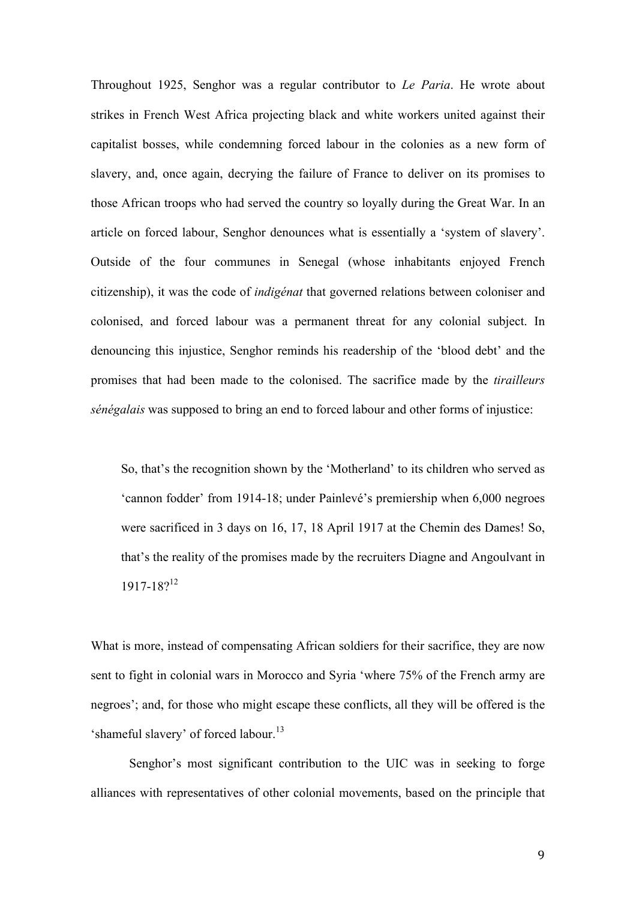Throughout 1925, Senghor was a regular contributor to *Le Paria*. He wrote about strikes in French West Africa projecting black and white workers united against their capitalist bosses, while condemning forced labour in the colonies as a new form of slavery, and, once again, decrying the failure of France to deliver on its promises to those African troops who had served the country so loyally during the Great War. In an article on forced labour, Senghor denounces what is essentially a 'system of slavery'. Outside of the four communes in Senegal (whose inhabitants enjoyed French citizenship), it was the code of *indigénat* that governed relations between coloniser and colonised, and forced labour was a permanent threat for any colonial subject. In denouncing this injustice, Senghor reminds his readership of the 'blood debt' and the promises that had been made to the colonised. The sacrifice made by the *tirailleurs sénégalais* was supposed to bring an end to forced labour and other forms of injustice:

> So, that's the recognition shown by the 'Motherland' to its children who served as 'cannon fodder' from 1914-18; under Painlevé's premiership when 6,000 negroes were sacrificed in 3 days on 16, 17, 18 April 1917 at the Chemin des Dames! So, that's the reality of the promises made by the recruiters Diagne and Angoulvant in 1917-18?[12]

What is more, instead of compensating African soldiers for their sacrifice, they are now sent to fight in colonial wars in Morocco and Syria 'where 75% of the French army are negroes'; and, for those who might escape these conflicts, all they will be offered is the 'shameful slavery' of forced labour.[13]

Senghor's most significant contribution to the UIC was in seeking to forge alliances with representatives of other colonial movements, based on the principle that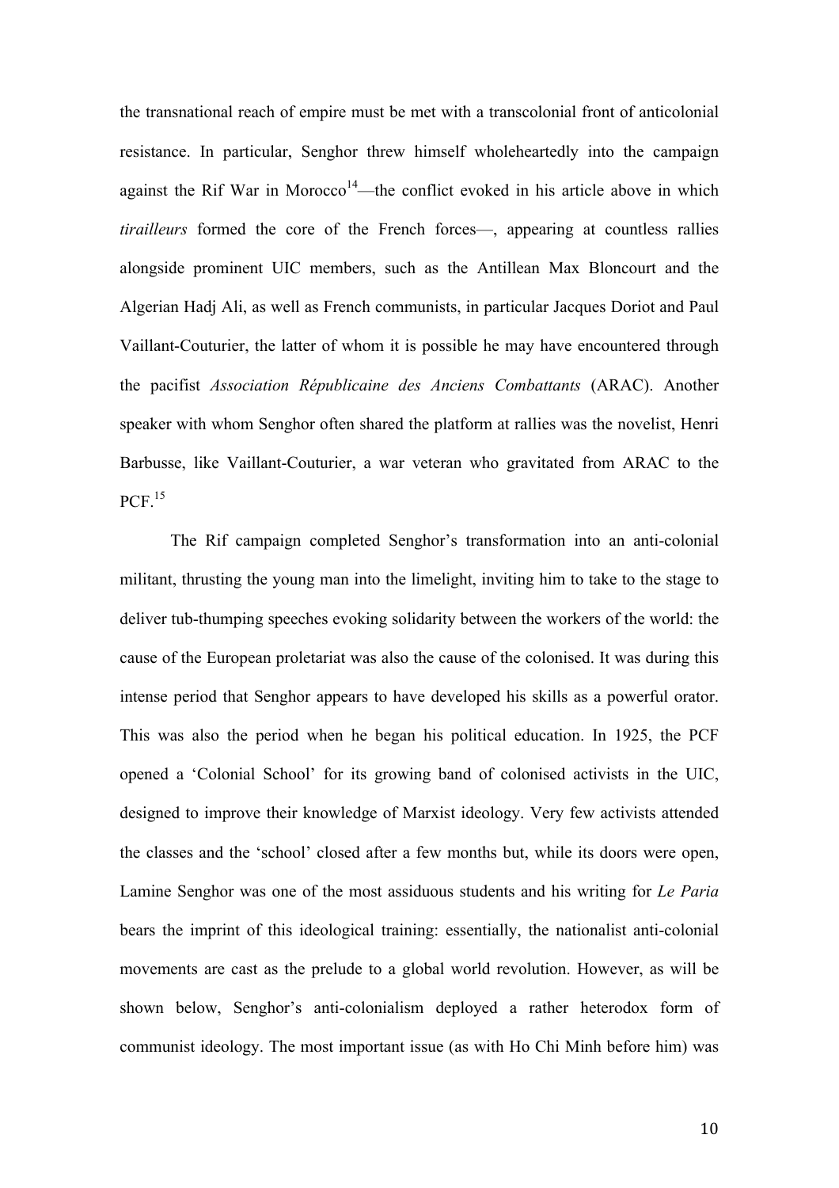the transnational reach of empire must be met with a transcolonial front of anticolonial resistance. In particular, Senghor threw himself wholeheartedly into the campaign against the Rif War in Morocco[14]—the conflict evoked in his article above in which *tirailleurs* formed the core of the French forces—, appearing at countless rallies alongside prominent UIC members, such as the Antillean Max Bloncourt and the Algerian Hadj Ali, as well as French communists, in particular Jacques Doriot and Paul Vaillant-Couturier, the latter of whom it is possible he may have encountered through the pacifist *Association Républicaine des Anciens Combattants* (ARAC). Another speaker with whom Senghor often shared the platform at rallies was the novelist, Henri Barbusse, like Vaillant-Couturier, a war veteran who gravitated from ARAC to the PCF.[15]

The Rif campaign completed Senghor's transformation into an anti-colonial militant, thrusting the young man into the limelight, inviting him to take to the stage to deliver tub-thumping speeches evoking solidarity between the workers of the world: the cause of the European proletariat was also the cause of the colonised. It was during this intense period that Senghor appears to have developed his skills as a powerful orator. This was also the period when he began his political education. In 1925, the PCF opened a 'Colonial School' for its growing band of colonised activists in the UIC, designed to improve their knowledge of Marxist ideology. Very few activists attended the classes and the 'school' closed after a few months but, while its doors were open, Lamine Senghor was one of the most assiduous students and his writing for *Le Paria* bears the imprint of this ideological training: essentially, the nationalist anti-colonial movements are cast as the prelude to a global world revolution. However, as will be shown below, Senghor's anti-colonialism deployed a rather heterodox form of communist ideology. The most important issue (as with Ho Chi Minh before him) was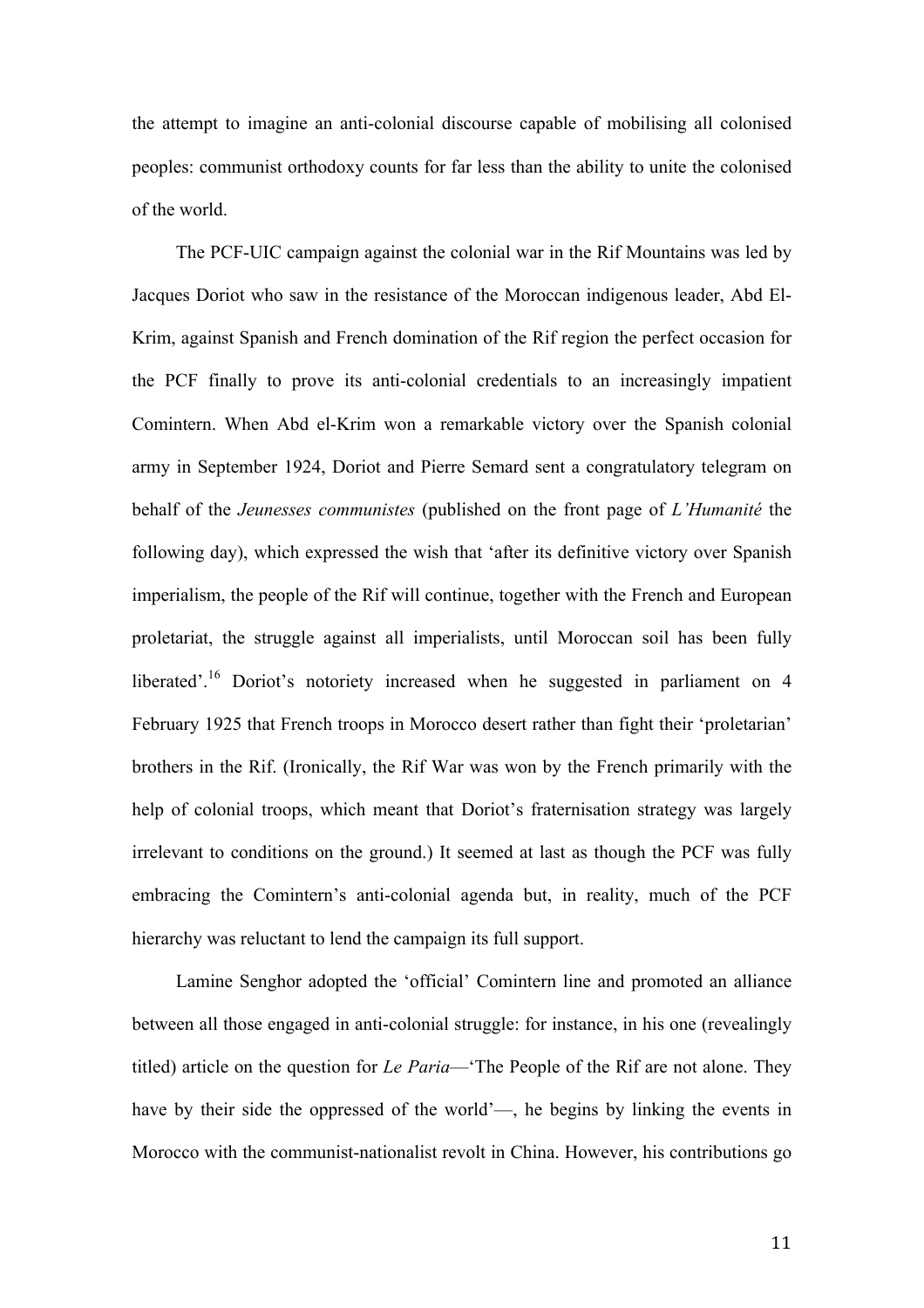the attempt to imagine an anti-colonial discourse capable of mobilising all colonised peoples: communist orthodoxy counts for far less than the ability to unite the colonised of the world.

The PCF-UIC campaign against the colonial war in the Rif Mountains was led by Jacques Doriot who saw in the resistance of the Moroccan indigenous leader, Abd El-Krim, against Spanish and French domination of the Rif region the perfect occasion for the PCF finally to prove its anti-colonial credentials to an increasingly impatient Comintern. When Abd el-Krim won a remarkable victory over the Spanish colonial army in September 1924, Doriot and Pierre Semard sent a congratulatory telegram on behalf of the *Jeunesses communistes* (published on the front page of *L'Humanité* the following day), which expressed the wish that 'after its definitive victory over Spanish imperialism, the people of the Rif will continue, together with the French and European proletariat, the struggle against all imperialists, until Moroccan soil has been fully liberated'.[16] Doriot's notoriety increased when he suggested in parliament on 4 February 1925 that French troops in Morocco desert rather than fight their 'proletarian' brothers in the Rif. (Ironically, the Rif War was won by the French primarily with the help of colonial troops, which meant that Doriot's fraternisation strategy was largely irrelevant to conditions on the ground.) It seemed at last as though the PCF was fully embracing the Comintern's anti-colonial agenda but, in reality, much of the PCF hierarchy was reluctant to lend the campaign its full support.

Lamine Senghor adopted the 'official' Comintern line and promoted an alliance between all those engaged in anti-colonial struggle: for instance, in his one (revealingly titled) article on the question for *Le Paria*—'The People of the Rif are not alone. They have by their side the oppressed of the world'—, he begins by linking the events in Morocco with the communist-nationalist revolt in China. However, his contributions go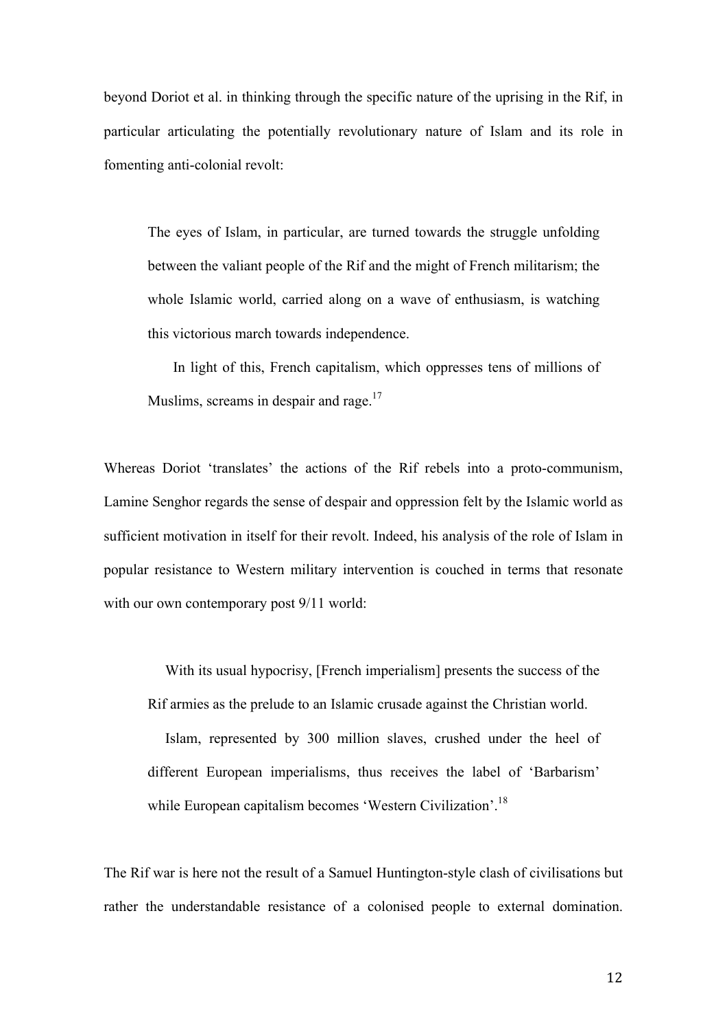beyond Doriot et al. in thinking through the specific nature of the uprising in the Rif, in particular articulating the potentially revolutionary nature of Islam and its role in fomenting anti-colonial revolt:

> The eyes of Islam, in particular, are turned towards the struggle unfolding between the valiant people of the Rif and the might of French militarism; the whole Islamic world, carried along on a wave of enthusiasm, is watching this victorious march towards independence.
>
> In light of this, French capitalism, which oppresses tens of millions of Muslims, screams in despair and rage.[17]

Whereas Doriot 'translates' the actions of the Rif rebels into a proto-communism, Lamine Senghor regards the sense of despair and oppression felt by the Islamic world as sufficient motivation in itself for their revolt. Indeed, his analysis of the role of Islam in popular resistance to Western military intervention is couched in terms that resonate with our own contemporary post 9/11 world:

> With its usual hypocrisy, [French imperialism] presents the success of the Rif armies as the prelude to an Islamic crusade against the Christian world.
>
> Islam, represented by 300 million slaves, crushed under the heel of different European imperialisms, thus receives the label of 'Barbarism' while European capitalism becomes 'Western Civilization'.[18]

The Rif war is here not the result of a Samuel Huntington-style clash of civilisations but rather the understandable resistance of a colonised people to external domination.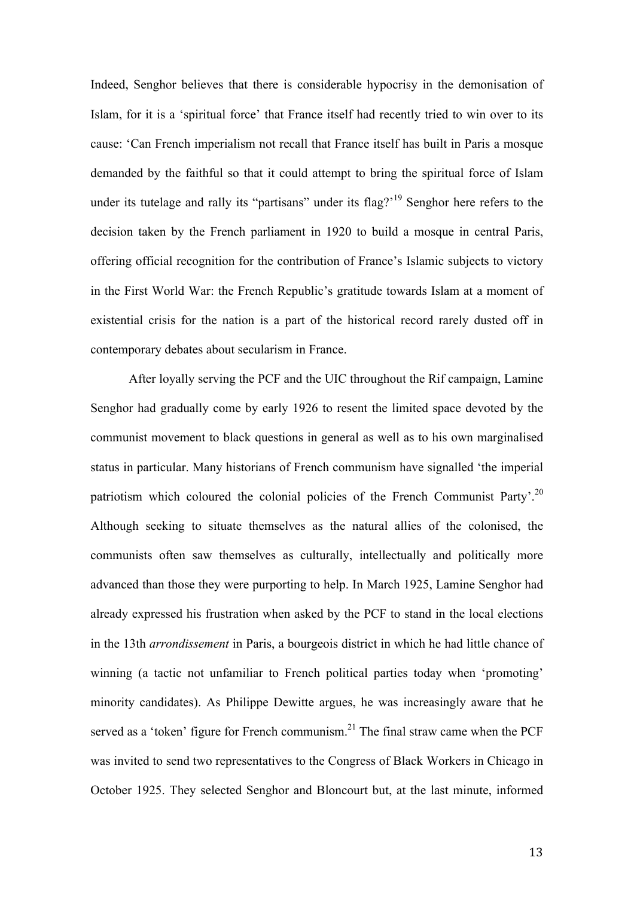Indeed, Senghor believes that there is considerable hypocrisy in the demonisation of Islam, for it is a 'spiritual force' that France itself had recently tried to win over to its cause: 'Can French imperialism not recall that France itself has built in Paris a mosque demanded by the faithful so that it could attempt to bring the spiritual force of Islam under its tutelage and rally its "partisans" under its flag?'[19] Senghor here refers to the decision taken by the French parliament in 1920 to build a mosque in central Paris, offering official recognition for the contribution of France's Islamic subjects to victory in the First World War: the French Republic's gratitude towards Islam at a moment of existential crisis for the nation is a part of the historical record rarely dusted off in contemporary debates about secularism in France.

After loyally serving the PCF and the UIC throughout the Rif campaign, Lamine Senghor had gradually come by early 1926 to resent the limited space devoted by the communist movement to black questions in general as well as to his own marginalised status in particular. Many historians of French communism have signalled 'the imperial patriotism which coloured the colonial policies of the French Communist Party'.[20] Although seeking to situate themselves as the natural allies of the colonised, the communists often saw themselves as culturally, intellectually and politically more advanced than those they were purporting to help. In March 1925, Lamine Senghor had already expressed his frustration when asked by the PCF to stand in the local elections in the 13th *arrondissement* in Paris, a bourgeois district in which he had little chance of winning (a tactic not unfamiliar to French political parties today when 'promoting' minority candidates). As Philippe Dewitte argues, he was increasingly aware that he served as a 'token' figure for French communism.[21] The final straw came when the PCF was invited to send two representatives to the Congress of Black Workers in Chicago in October 1925. They selected Senghor and Bloncourt but, at the last minute, informed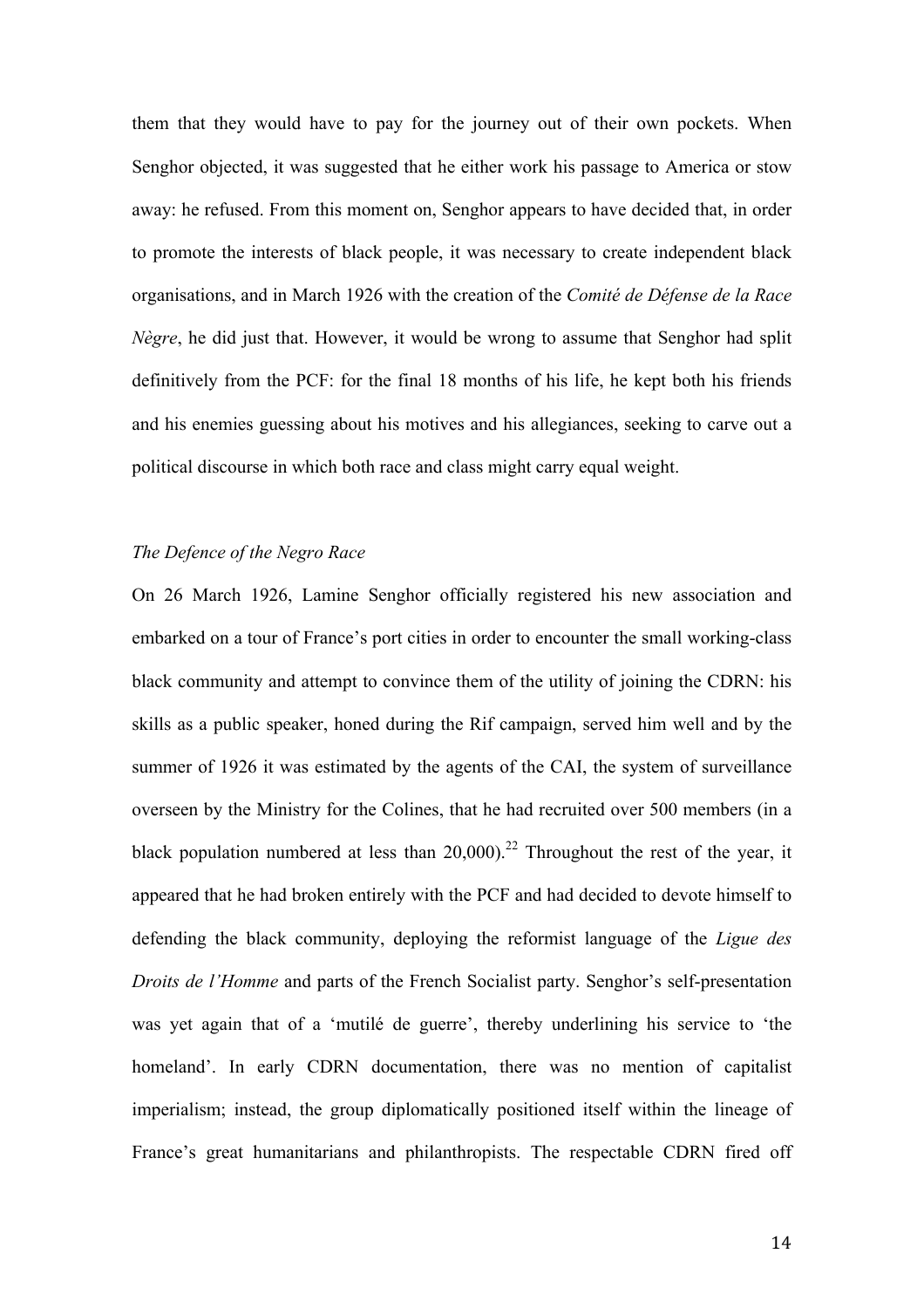them that they would have to pay for the journey out of their own pockets. When Senghor objected, it was suggested that he either work his passage to America or stow away: he refused. From this moment on, Senghor appears to have decided that, in order to promote the interests of black people, it was necessary to create independent black organisations, and in March 1926 with the creation of the *Comité de Défense de la Race Nègre*, he did just that. However, it would be wrong to assume that Senghor had split definitively from the PCF: for the final 18 months of his life, he kept both his friends and his enemies guessing about his motives and his allegiances, seeking to carve out a political discourse in which both race and class might carry equal weight.

### *The Defence of the Negro Race*

On 26 March 1926, Lamine Senghor officially registered his new association and embarked on a tour of France's port cities in order to encounter the small working-class black community and attempt to convince them of the utility of joining the CDRN: his skills as a public speaker, honed during the Rif campaign, served him well and by the summer of 1926 it was estimated by the agents of the CAI, the system of surveillance overseen by the Ministry for the Colines, that he had recruited over 500 members (in a black population numbered at less than 20,000).[22] Throughout the rest of the year, it appeared that he had broken entirely with the PCF and had decided to devote himself to defending the black community, deploying the reformist language of the *Ligue des Droits de l'Homme* and parts of the French Socialist party. Senghor's self-presentation was yet again that of a 'mutilé de guerre', thereby underlining his service to 'the homeland'. In early CDRN documentation, there was no mention of capitalist imperialism; instead, the group diplomatically positioned itself within the lineage of France's great humanitarians and philanthropists. The respectable CDRN fired off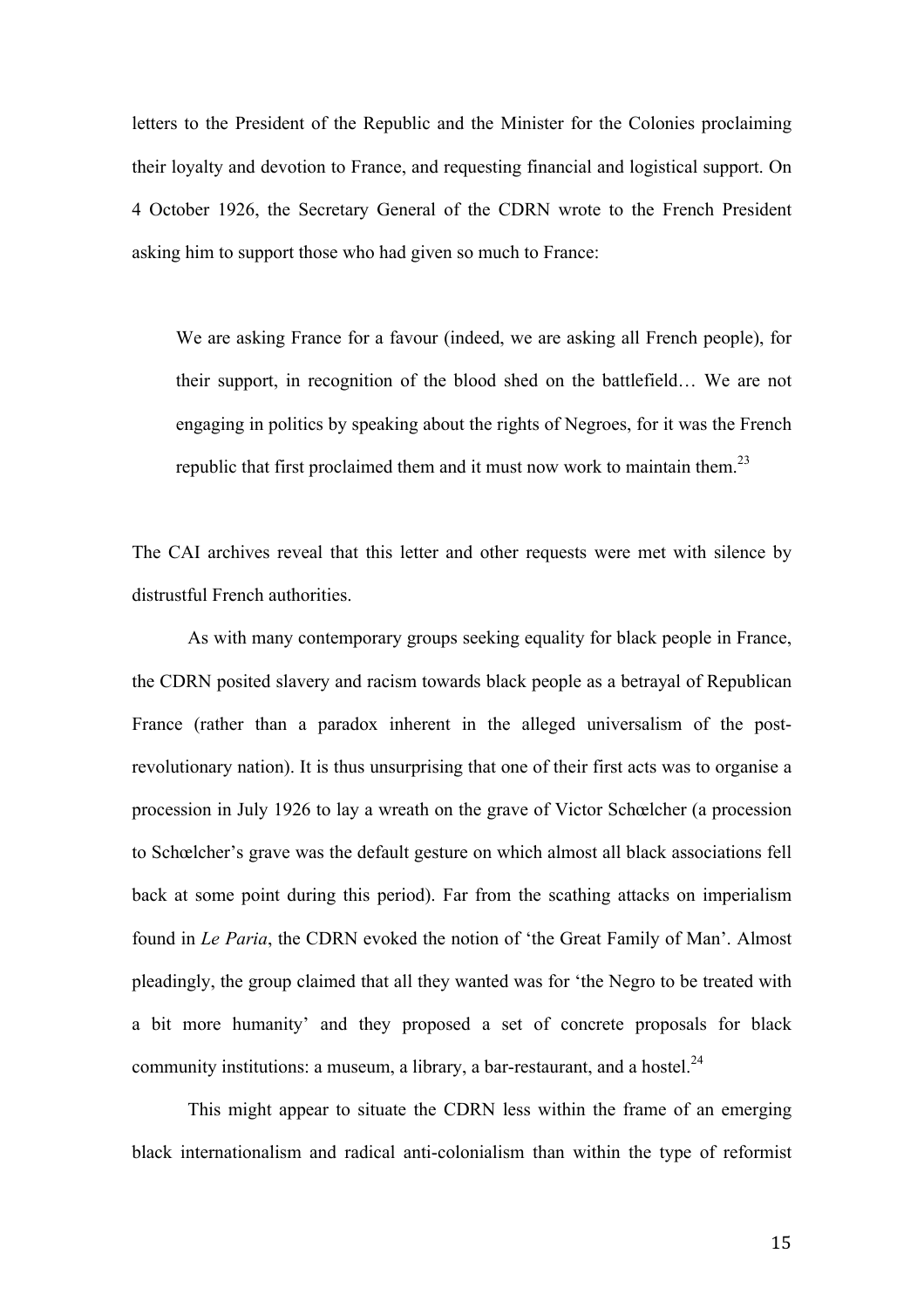letters to the President of the Republic and the Minister for the Colonies proclaiming their loyalty and devotion to France, and requesting financial and logistical support. On 4 October 1926, the Secretary General of the CDRN wrote to the French President asking him to support those who had given so much to France:

> We are asking France for a favour (indeed, we are asking all French people), for their support, in recognition of the blood shed on the battlefield… We are not engaging in politics by speaking about the rights of Negroes, for it was the French republic that first proclaimed them and it must now work to maintain them.[23]

The CAI archives reveal that this letter and other requests were met with silence by distrustful French authorities.

As with many contemporary groups seeking equality for black people in France, the CDRN posited slavery and racism towards black people as a betrayal of Republican France (rather than a paradox inherent in the alleged universalism of the post-revolutionary nation). It is thus unsurprising that one of their first acts was to organise a procession in July 1926 to lay a wreath on the grave of Victor Schœlcher (a procession to Schœlcher's grave was the default gesture on which almost all black associations fell back at some point during this period). Far from the scathing attacks on imperialism found in *Le Paria*, the CDRN evoked the notion of 'the Great Family of Man'. Almost pleadingly, the group claimed that all they wanted was for 'the Negro to be treated with a bit more humanity' and they proposed a set of concrete proposals for black community institutions: a museum, a library, a bar-restaurant, and a hostel.[24]

This might appear to situate the CDRN less within the frame of an emerging black internationalism and radical anti-colonialism than within the type of reformist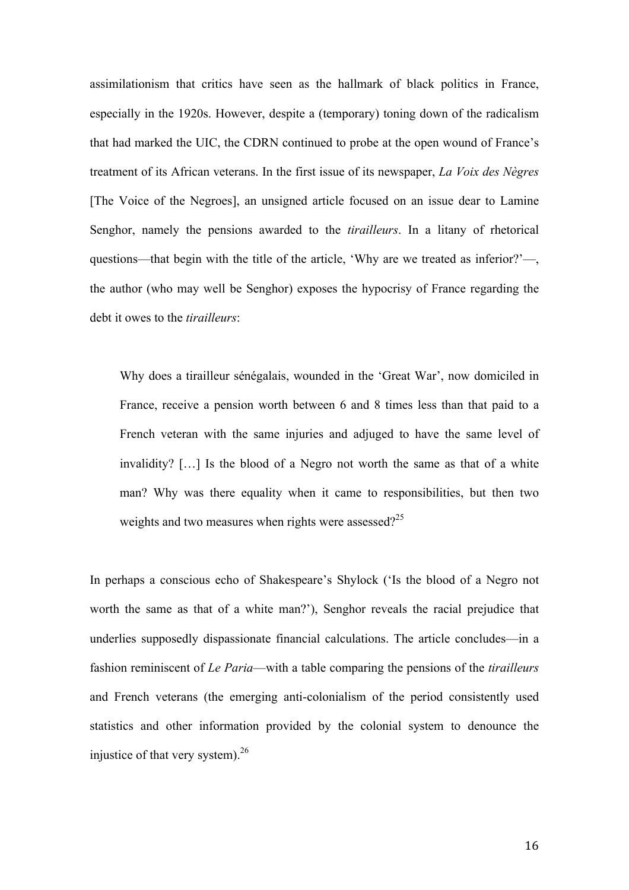assimilationism that critics have seen as the hallmark of black politics in France, especially in the 1920s. However, despite a (temporary) toning down of the radicalism that had marked the UIC, the CDRN continued to probe at the open wound of France's treatment of its African veterans. In the first issue of its newspaper, *La Voix des Nègres* [The Voice of the Negroes], an unsigned article focused on an issue dear to Lamine Senghor, namely the pensions awarded to the *tirailleurs*. In a litany of rhetorical questions—that begin with the title of the article, 'Why are we treated as inferior?'—, the author (who may well be Senghor) exposes the hypocrisy of France regarding the debt it owes to the *tirailleurs*:

> Why does a tirailleur sénégalais, wounded in the 'Great War', now domiciled in France, receive a pension worth between 6 and 8 times less than that paid to a French veteran with the same injuries and adjuged to have the same level of invalidity? […] Is the blood of a Negro not worth the same as that of a white man? Why was there equality when it came to responsibilities, but then two weights and two measures when rights were assessed?[25]

In perhaps a conscious echo of Shakespeare's Shylock ('Is the blood of a Negro not worth the same as that of a white man?'), Senghor reveals the racial prejudice that underlies supposedly dispassionate financial calculations. The article concludes—in a fashion reminiscent of *Le Paria*—with a table comparing the pensions of the *tirailleurs* and French veterans (the emerging anti-colonialism of the period consistently used statistics and other information provided by the colonial system to denounce the injustice of that very system).[26]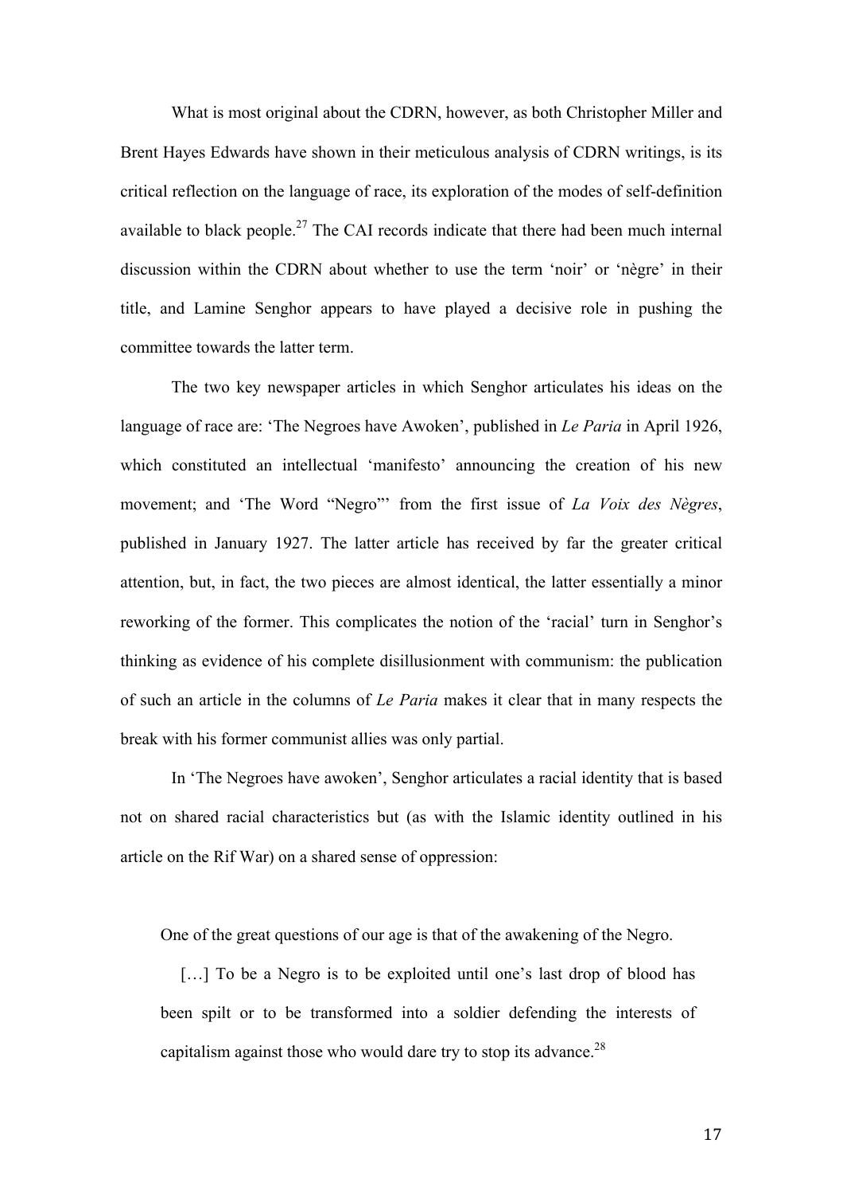What is most original about the CDRN, however, as both Christopher Miller and Brent Hayes Edwards have shown in their meticulous analysis of CDRN writings, is its critical reflection on the language of race, its exploration of the modes of self-definition available to black people.[27] The CAI records indicate that there had been much internal discussion within the CDRN about whether to use the term 'noir' or 'nègre' in their title, and Lamine Senghor appears to have played a decisive role in pushing the committee towards the latter term.

The two key newspaper articles in which Senghor articulates his ideas on the language of race are: 'The Negroes have Awoken', published in *Le Paria* in April 1926, which constituted an intellectual 'manifesto' announcing the creation of his new movement; and 'The Word "Negro"' from the first issue of *La Voix des Nègres*, published in January 1927. The latter article has received by far the greater critical attention, but, in fact, the two pieces are almost identical, the latter essentially a minor reworking of the former. This complicates the notion of the 'racial' turn in Senghor's thinking as evidence of his complete disillusionment with communism: the publication of such an article in the columns of *Le Paria* makes it clear that in many respects the break with his former communist allies was only partial.

In 'The Negroes have awoken', Senghor articulates a racial identity that is based not on shared racial characteristics but (as with the Islamic identity outlined in his article on the Rif War) on a shared sense of oppression:

> One of the great questions of our age is that of the awakening of the Negro.
>
> […] To be a Negro is to be exploited until one's last drop of blood has been spilt or to be transformed into a soldier defending the interests of capitalism against those who would dare try to stop its advance.[28]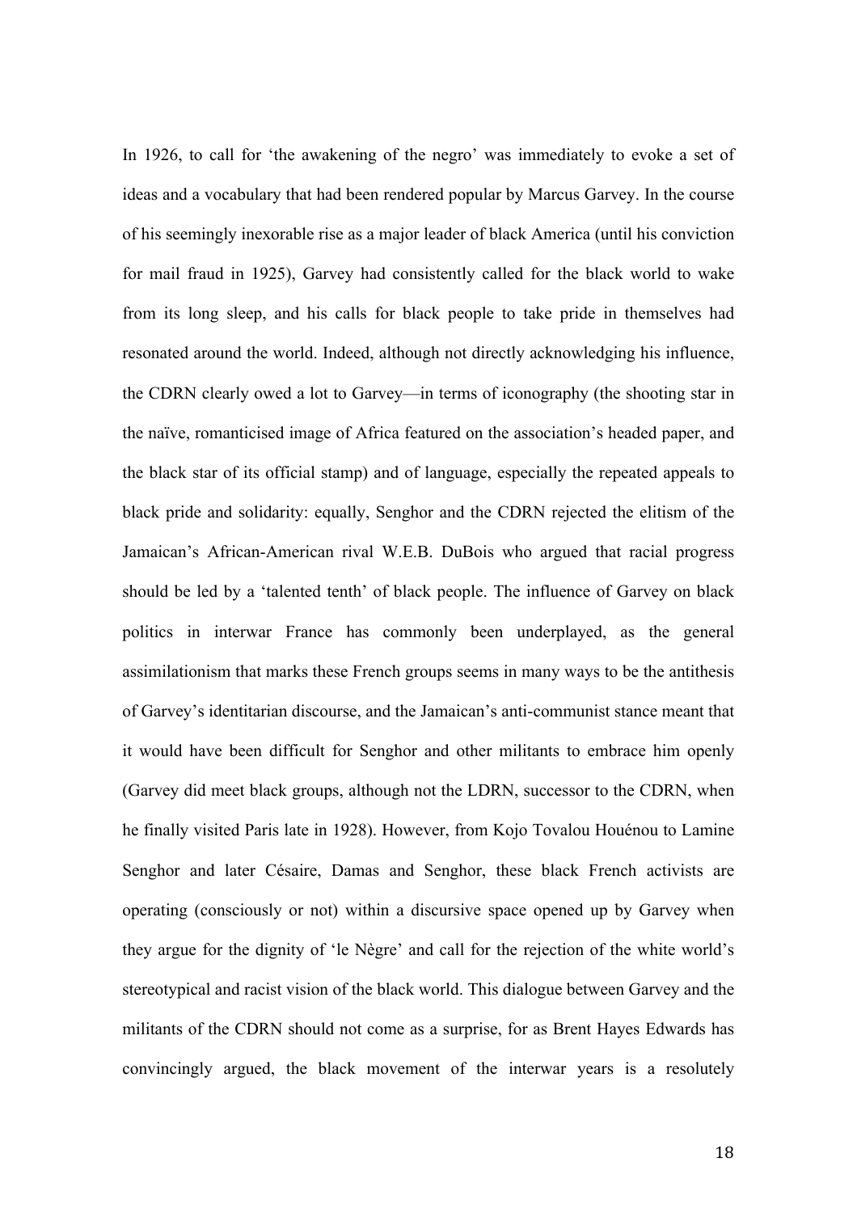In 1926, to call for 'the awakening of the negro' was immediately to evoke a set of ideas and a vocabulary that had been rendered popular by Marcus Garvey. In the course of his seemingly inexorable rise as a major leader of black America (until his conviction for mail fraud in 1925), Garvey had consistently called for the black world to wake from its long sleep, and his calls for black people to take pride in themselves had resonated around the world. Indeed, although not directly acknowledging his influence, the CDRN clearly owed a lot to Garvey—in terms of iconography (the shooting star in the naïve, romanticised image of Africa featured on the association's headed paper, and the black star of its official stamp) and of language, especially the repeated appeals to black pride and solidarity: equally, Senghor and the CDRN rejected the elitism of the Jamaican's African-American rival W.E.B. DuBois who argued that racial progress should be led by a 'talented tenth' of black people. The influence of Garvey on black politics in interwar France has commonly been underplayed, as the general assimilationism that marks these French groups seems in many ways to be the antithesis of Garvey's identitarian discourse, and the Jamaican's anti-communist stance meant that it would have been difficult for Senghor and other militants to embrace him openly (Garvey did meet black groups, although not the LDRN, successor to the CDRN, when he finally visited Paris late in 1928). However, from Kojo Tovalou Houénou to Lamine Senghor and later Césaire, Damas and Senghor, these black French activists are operating (consciously or not) within a discursive space opened up by Garvey when they argue for the dignity of 'le Nègre' and call for the rejection of the white world's stereotypical and racist vision of the black world. This dialogue between Garvey and the militants of the CDRN should not come as a surprise, for as Brent Hayes Edwards has convincingly argued, the black movement of the interwar years is a resolutely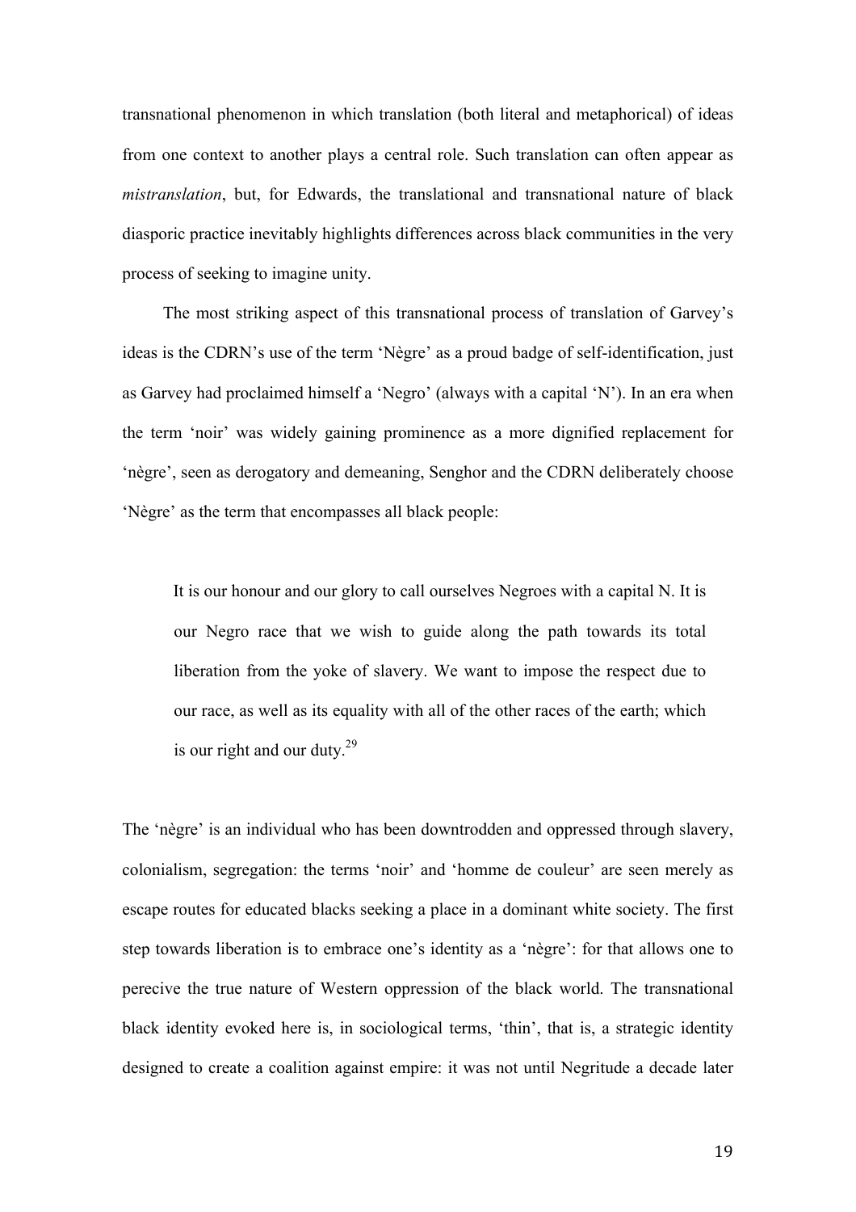transnational phenomenon in which translation (both literal and metaphorical) of ideas from one context to another plays a central role. Such translation can often appear as *mistranslation*, but, for Edwards, the translational and transnational nature of black diasporic practice inevitably highlights differences across black communities in the very process of seeking to imagine unity.

The most striking aspect of this transnational process of translation of Garvey's ideas is the CDRN's use of the term 'Nègre' as a proud badge of self-identification, just as Garvey had proclaimed himself a 'Negro' (always with a capital 'N'). In an era when the term 'noir' was widely gaining prominence as a more dignified replacement for 'nègre', seen as derogatory and demeaning, Senghor and the CDRN deliberately choose 'Nègre' as the term that encompasses all black people:

> It is our honour and our glory to call ourselves Negroes with a capital N. It is our Negro race that we wish to guide along the path towards its total liberation from the yoke of slavery. We want to impose the respect due to our race, as well as its equality with all of the other races of the earth; which is our right and our duty.[29]

The 'nègre' is an individual who has been downtrodden and oppressed through slavery, colonialism, segregation: the terms 'noir' and 'homme de couleur' are seen merely as escape routes for educated blacks seeking a place in a dominant white society. The first step towards liberation is to embrace one's identity as a 'nègre': for that allows one to perecive the true nature of Western oppression of the black world. The transnational black identity evoked here is, in sociological terms, 'thin', that is, a strategic identity designed to create a coalition against empire: it was not until Negritude a decade later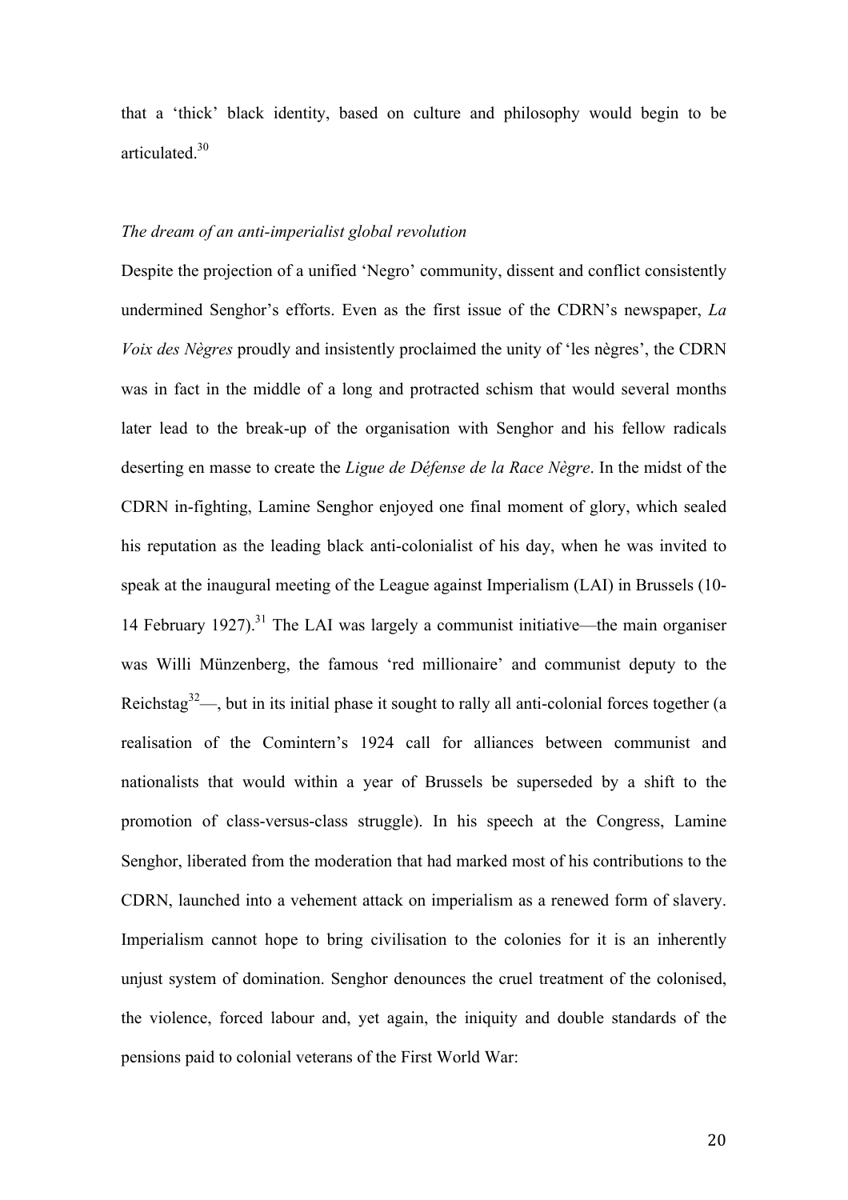that a 'thick' black identity, based on culture and philosophy would begin to be articulated.[30]

*The dream of an anti-imperialist global revolution*

Despite the projection of a unified 'Negro' community, dissent and conflict consistently undermined Senghor's efforts. Even as the first issue of the CDRN's newspaper, *La Voix des Nègres* proudly and insistently proclaimed the unity of 'les nègres', the CDRN was in fact in the middle of a long and protracted schism that would several months later lead to the break-up of the organisation with Senghor and his fellow radicals deserting en masse to create the *Ligue de Défense de la Race Nègre*. In the midst of the CDRN in-fighting, Lamine Senghor enjoyed one final moment of glory, which sealed his reputation as the leading black anti-colonialist of his day, when he was invited to speak at the inaugural meeting of the League against Imperialism (LAI) in Brussels (10-14 February 1927).[31] The LAI was largely a communist initiative—the main organiser was Willi Münzenberg, the famous 'red millionaire' and communist deputy to the Reichstag[32]—, but in its initial phase it sought to rally all anti-colonial forces together (a realisation of the Comintern's 1924 call for alliances between communist and nationalists that would within a year of Brussels be superseded by a shift to the promotion of class-versus-class struggle). In his speech at the Congress, Lamine Senghor, liberated from the moderation that had marked most of his contributions to the CDRN, launched into a vehement attack on imperialism as a renewed form of slavery. Imperialism cannot hope to bring civilisation to the colonies for it is an inherently unjust system of domination. Senghor denounces the cruel treatment of the colonised, the violence, forced labour and, yet again, the iniquity and double standards of the pensions paid to colonial veterans of the First World War: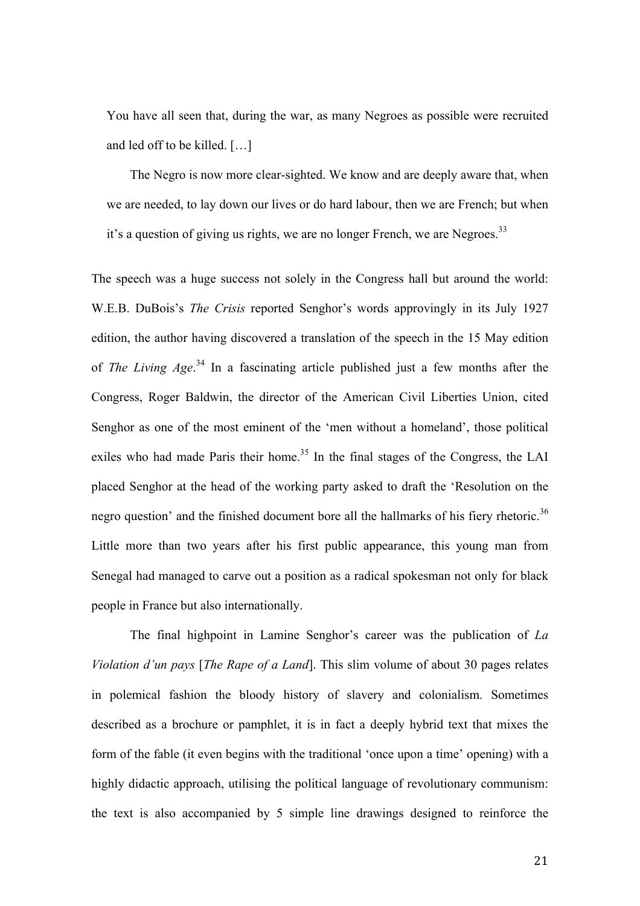> You have all seen that, during the war, as many Negroes as possible were recruited and led off to be killed. […]
>
> The Negro is now more clear-sighted. We know and are deeply aware that, when we are needed, to lay down our lives or do hard labour, then we are French; but when it's a question of giving us rights, we are no longer French, we are Negroes.[33]

The speech was a huge success not solely in the Congress hall but around the world: W.E.B. DuBois's *The Crisis* reported Senghor's words approvingly in its July 1927 edition, the author having discovered a translation of the speech in the 15 May edition of *The Living Age*.[34] In a fascinating article published just a few months after the Congress, Roger Baldwin, the director of the American Civil Liberties Union, cited Senghor as one of the most eminent of the 'men without a homeland', those political exiles who had made Paris their home.[35] In the final stages of the Congress, the LAI placed Senghor at the head of the working party asked to draft the 'Resolution on the negro question' and the finished document bore all the hallmarks of his fiery rhetoric.[36] Little more than two years after his first public appearance, this young man from Senegal had managed to carve out a position as a radical spokesman not only for black people in France but also internationally.

The final highpoint in Lamine Senghor's career was the publication of *La Violation d'un pays* [*The Rape of a Land*]. This slim volume of about 30 pages relates in polemical fashion the bloody history of slavery and colonialism. Sometimes described as a brochure or pamphlet, it is in fact a deeply hybrid text that mixes the form of the fable (it even begins with the traditional 'once upon a time' opening) with a highly didactic approach, utilising the political language of revolutionary communism: the text is also accompanied by 5 simple line drawings designed to reinforce the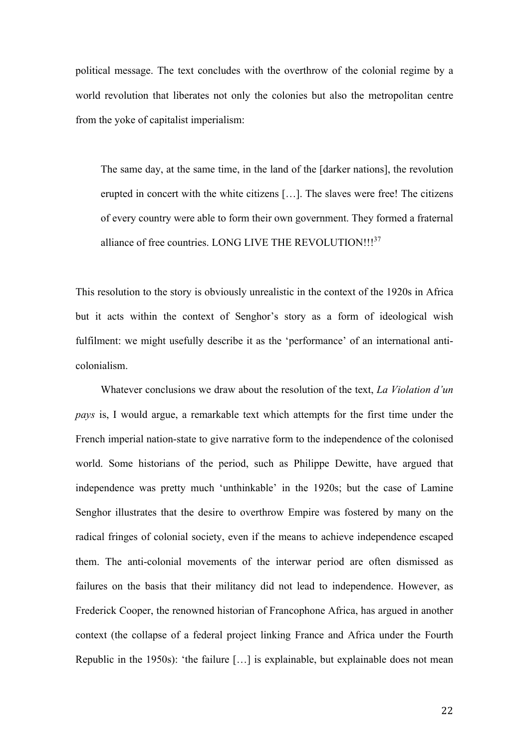political message. The text concludes with the overthrow of the colonial regime by a world revolution that liberates not only the colonies but also the metropolitan centre from the yoke of capitalist imperialism:

> The same day, at the same time, in the land of the [darker nations], the revolution erupted in concert with the white citizens […]. The slaves were free! The citizens of every country were able to form their own government. They formed a fraternal alliance of free countries. LONG LIVE THE REVOLUTION!!![37]

This resolution to the story is obviously unrealistic in the context of the 1920s in Africa but it acts within the context of Senghor's story as a form of ideological wish fulfilment: we might usefully describe it as the 'performance' of an international anti-colonialism.

Whatever conclusions we draw about the resolution of the text, *La Violation d'un pays* is, I would argue, a remarkable text which attempts for the first time under the French imperial nation-state to give narrative form to the independence of the colonised world. Some historians of the period, such as Philippe Dewitte, have argued that independence was pretty much 'unthinkable' in the 1920s; but the case of Lamine Senghor illustrates that the desire to overthrow Empire was fostered by many on the radical fringes of colonial society, even if the means to achieve independence escaped them. The anti-colonial movements of the interwar period are often dismissed as failures on the basis that their militancy did not lead to independence. However, as Frederick Cooper, the renowned historian of Francophone Africa, has argued in another context (the collapse of a federal project linking France and Africa under the Fourth Republic in the 1950s): 'the failure […] is explainable, but explainable does not mean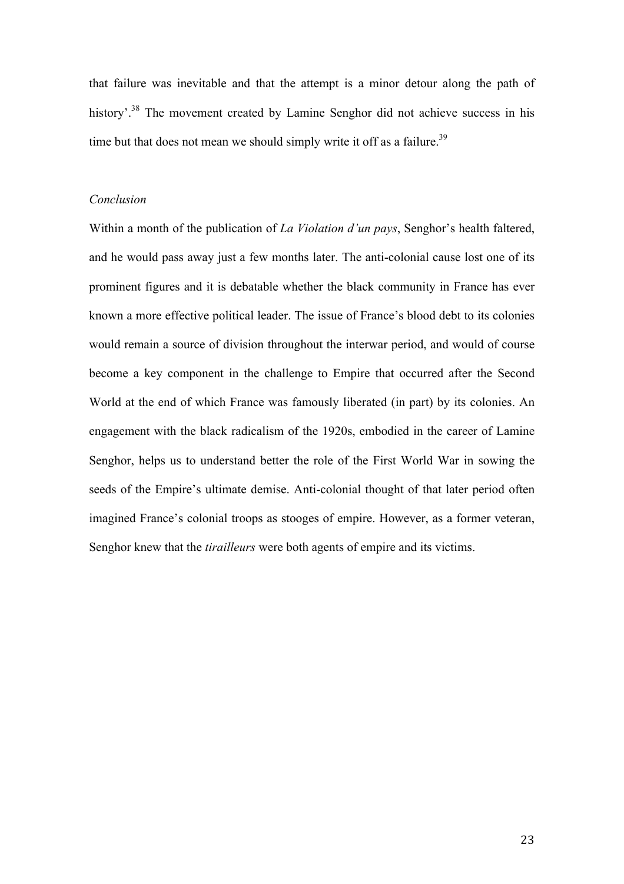that failure was inevitable and that the attempt is a minor detour along the path of history'.[38] The movement created by Lamine Senghor did not achieve success in his time but that does not mean we should simply write it off as a failure.[39]

*Conclusion*

Within a month of the publication of *La Violation d'un pays*, Senghor's health faltered, and he would pass away just a few months later. The anti-colonial cause lost one of its prominent figures and it is debatable whether the black community in France has ever known a more effective political leader. The issue of France's blood debt to its colonies would remain a source of division throughout the interwar period, and would of course become a key component in the challenge to Empire that occurred after the Second World at the end of which France was famously liberated (in part) by its colonies. An engagement with the black radicalism of the 1920s, embodied in the career of Lamine Senghor, helps us to understand better the role of the First World War in sowing the seeds of the Empire's ultimate demise. Anti-colonial thought of that later period often imagined France's colonial troops as stooges of empire. However, as a former veteran, Senghor knew that the *tirailleurs* were both agents of empire and its victims.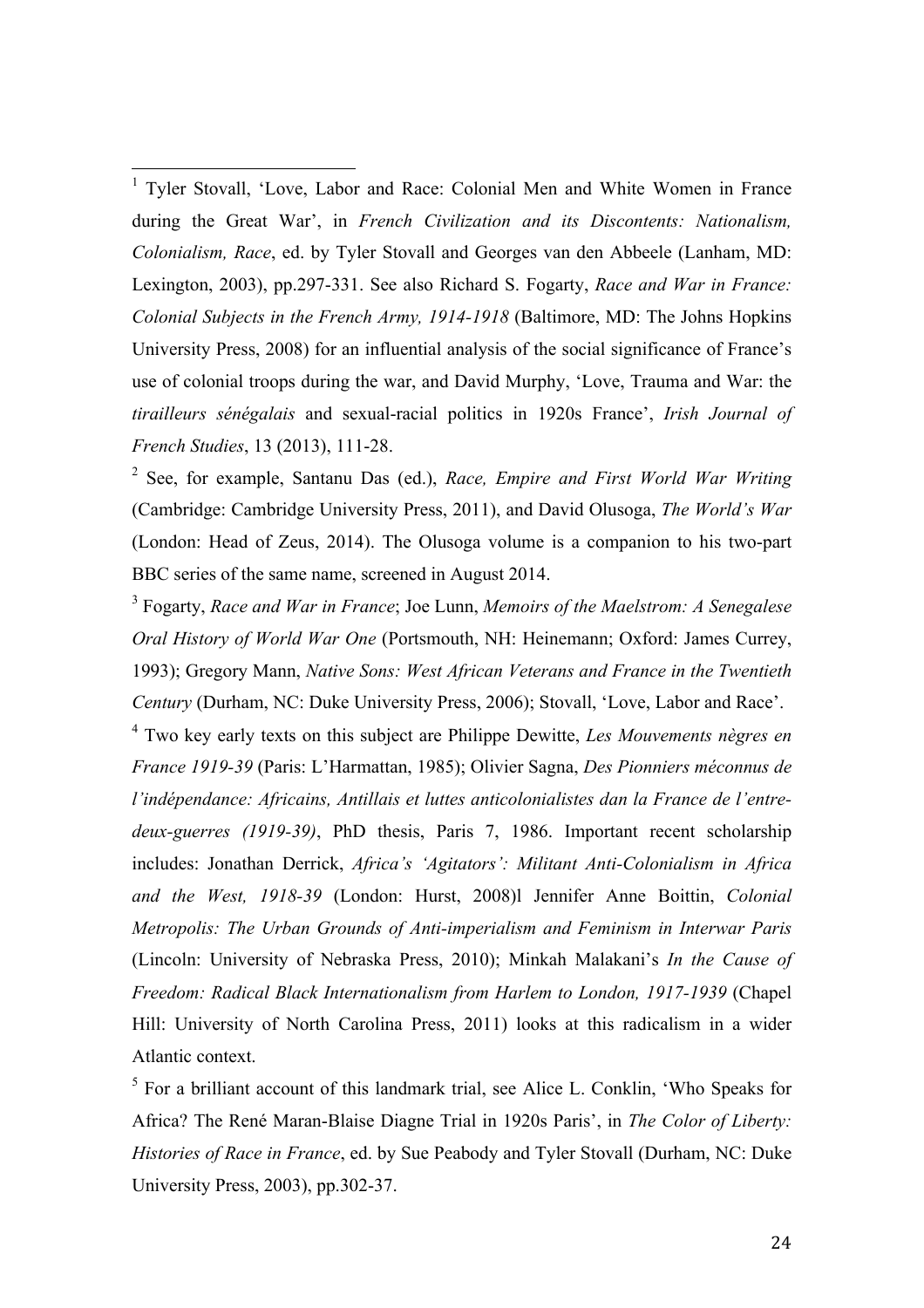[1] Tyler Stovall, 'Love, Labor and Race: Colonial Men and White Women in France during the Great War', in *French Civilization and its Discontents: Nationalism, Colonialism, Race*, ed. by Tyler Stovall and Georges van den Abbeele (Lanham, MD: Lexington, 2003), pp.297-331. See also Richard S. Fogarty, *Race and War in France: Colonial Subjects in the French Army, 1914-1918* (Baltimore, MD: The Johns Hopkins University Press, 2008) for an influential analysis of the social significance of France's use of colonial troops during the war, and David Murphy, 'Love, Trauma and War: the *tirailleurs sénégalais* and sexual-racial politics in 1920s France', *Irish Journal of French Studies*, 13 (2013), 111-28.

[2] See, for example, Santanu Das (ed.), *Race, Empire and First World War Writing* (Cambridge: Cambridge University Press, 2011), and David Olusoga, *The World's War* (London: Head of Zeus, 2014). The Olusoga volume is a companion to his two-part BBC series of the same name, screened in August 2014.

[3] Fogarty, *Race and War in France*; Joe Lunn, *Memoirs of the Maelstrom: A Senegalese Oral History of World War One* (Portsmouth, NH: Heinemann; Oxford: James Currey, 1993); Gregory Mann, *Native Sons: West African Veterans and France in the Twentieth Century* (Durham, NC: Duke University Press, 2006); Stovall, 'Love, Labor and Race'.

[4] Two key early texts on this subject are Philippe Dewitte, *Les Mouvements nègres en France 1919-39* (Paris: L'Harmattan, 1985); Olivier Sagna, *Des Pionniers méconnus de l'indépendance: Africains, Antillais et luttes anticolonialistes dan la France de l'entre-deux-guerres (1919-39)*, PhD thesis, Paris 7, 1986. Important recent scholarship includes: Jonathan Derrick, *Africa's 'Agitators': Militant Anti-Colonialism in Africa and the West, 1918-39* (London: Hurst, 2008)l Jennifer Anne Boittin, *Colonial Metropolis: The Urban Grounds of Anti-imperialism and Feminism in Interwar Paris* (Lincoln: University of Nebraska Press, 2010); Minkah Malakani's *In the Cause of Freedom: Radical Black Internationalism from Harlem to London, 1917-1939* (Chapel Hill: University of North Carolina Press, 2011) looks at this radicalism in a wider Atlantic context.

[5] For a brilliant account of this landmark trial, see Alice L. Conklin, 'Who Speaks for Africa? The René Maran-Blaise Diagne Trial in 1920s Paris', in *The Color of Liberty: Histories of Race in France*, ed. by Sue Peabody and Tyler Stovall (Durham, NC: Duke University Press, 2003), pp.302-37.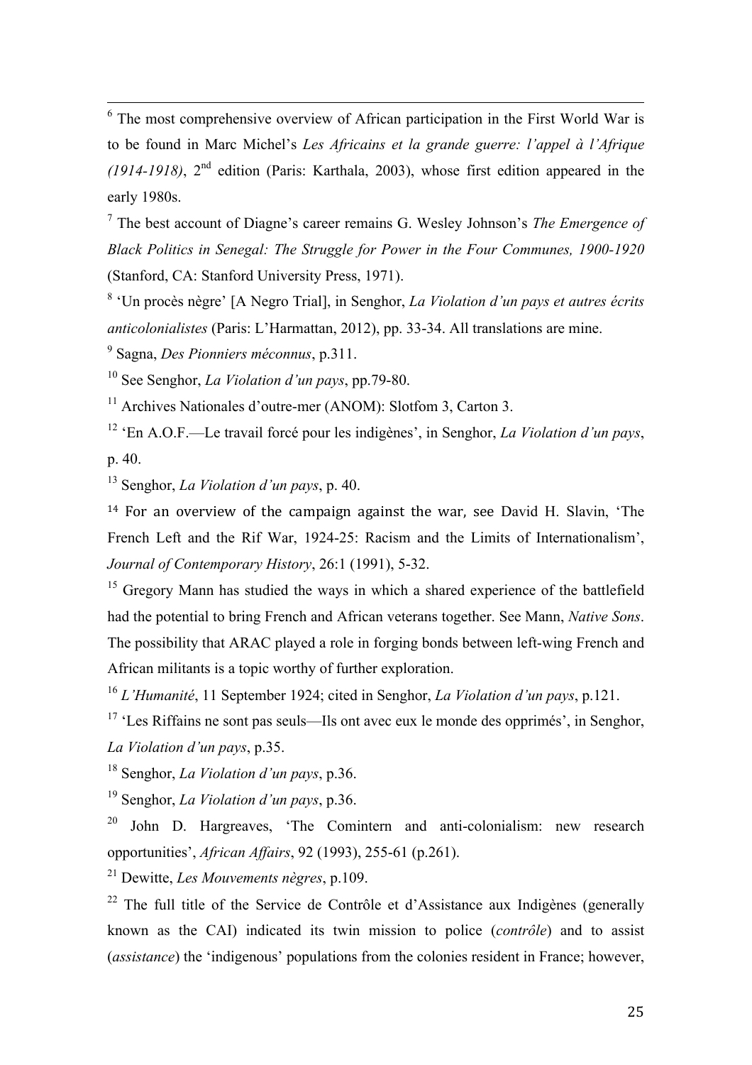[6] The most comprehensive overview of African participation in the First World War is to be found in Marc Michel's *Les Africains et la grande guerre: l'appel à l'Afrique (1914-1918)*, 2nd edition (Paris: Karthala, 2003), whose first edition appeared in the early 1980s.

[7] The best account of Diagne's career remains G. Wesley Johnson's *The Emergence of Black Politics in Senegal: The Struggle for Power in the Four Communes, 1900-1920* (Stanford, CA: Stanford University Press, 1971).

[8] 'Un procès nègre' [A Negro Trial], in Senghor, *La Violation d'un pays et autres écrits anticolonialistes* (Paris: L'Harmattan, 2012), pp. 33-34. All translations are mine.

[9] Sagna, *Des Pionniers méconnus*, p.311.

[10] See Senghor, *La Violation d'un pays*, pp.79-80.

[11] Archives Nationales d'outre-mer (ANOM): Slotfom 3, Carton 3.

[12] 'En A.O.F.—Le travail forcé pour les indigènes', in Senghor, *La Violation d'un pays*, p. 40.

[13] Senghor, *La Violation d'un pays*, p. 40.

[14] For an overview of the campaign against the war, see David H. Slavin, 'The French Left and the Rif War, 1924-25: Racism and the Limits of Internationalism', *Journal of Contemporary History*, 26:1 (1991), 5-32.

[15] Gregory Mann has studied the ways in which a shared experience of the battlefield had the potential to bring French and African veterans together. See Mann, *Native Sons*. The possibility that ARAC played a role in forging bonds between left-wing French and African militants is a topic worthy of further exploration.

[16] *L'Humanité*, 11 September 1924; cited in Senghor, *La Violation d'un pays*, p.121.

[17] 'Les Riffains ne sont pas seuls—Ils ont avec eux le monde des opprimés', in Senghor, *La Violation d'un pays*, p.35.

[18] Senghor, *La Violation d'un pays*, p.36.

[19] Senghor, *La Violation d'un pays*, p.36.

[20] John D. Hargreaves, 'The Comintern and anti-colonialism: new research opportunities', *African Affairs*, 92 (1993), 255-61 (p.261).

[21] Dewitte, *Les Mouvements nègres*, p.109.

[22] The full title of the Service de Contrôle et d'Assistance aux Indigènes (generally known as the CAI) indicated its twin mission to police (*contrôle*) and to assist (*assistance*) the 'indigenous' populations from the colonies resident in France; however,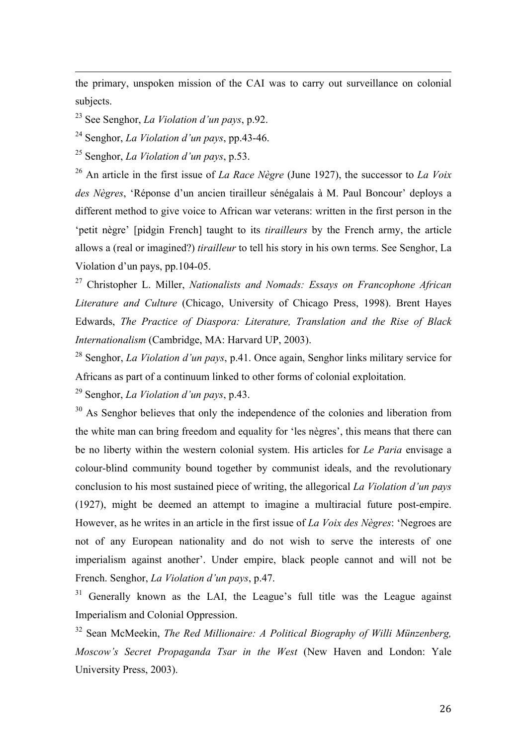the primary, unspoken mission of the CAI was to carry out surveillance on colonial subjects.

[23] See Senghor, *La Violation d'un pays*, p.92.

[24] Senghor, *La Violation d'un pays*, pp.43-46.

[25] Senghor, *La Violation d'un pays*, p.53.

[26] An article in the first issue of *La Race Nègre* (June 1927), the successor to *La Voix des Nègres*, 'Réponse d'un ancien tirailleur sénégalais à M. Paul Boncour' deploys a different method to give voice to African war veterans: written in the first person in the 'petit nègre' [pidgin French] taught to its *tirailleurs* by the French army, the article allows a (real or imagined?) *tirailleur* to tell his story in his own terms. See Senghor, La Violation d'un pays, pp.104-05.

[27] Christopher L. Miller, *Nationalists and Nomads: Essays on Francophone African Literature and Culture* (Chicago, University of Chicago Press, 1998). Brent Hayes Edwards, *The Practice of Diaspora: Literature, Translation and the Rise of Black Internationalism* (Cambridge, MA: Harvard UP, 2003).

[28] Senghor, *La Violation d'un pays*, p.41. Once again, Senghor links military service for Africans as part of a continuum linked to other forms of colonial exploitation.

[29] Senghor, *La Violation d'un pays*, p.43.

[30] As Senghor believes that only the independence of the colonies and liberation from the white man can bring freedom and equality for 'les nègres', this means that there can be no liberty within the western colonial system. His articles for *Le Paria* envisage a colour-blind community bound together by communist ideals, and the revolutionary conclusion to his most sustained piece of writing, the allegorical *La Violation d'un pays* (1927), might be deemed an attempt to imagine a multiracial future post-empire. However, as he writes in an article in the first issue of *La Voix des Nègres*: 'Negroes are not of any European nationality and do not wish to serve the interests of one imperialism against another'. Under empire, black people cannot and will not be French. Senghor, *La Violation d'un pays*, p.47.

[31] Generally known as the LAI, the League's full title was the League against Imperialism and Colonial Oppression.

[32] Sean McMeekin, *The Red Millionaire: A Political Biography of Willi Münzenberg, Moscow's Secret Propaganda Tsar in the West* (New Haven and London: Yale University Press, 2003).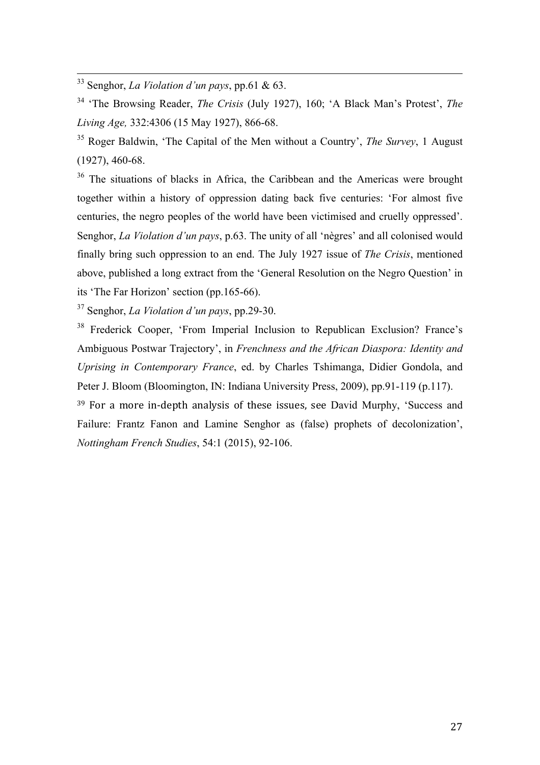[33] Senghor, *La Violation d'un pays*, pp.61 & 63.

[34] 'The Browsing Reader, *The Crisis* (July 1927), 160; 'A Black Man's Protest', *The Living Age,* 332:4306 (15 May 1927), 866-68.

[35] Roger Baldwin, 'The Capital of the Men without a Country', *The Survey*, 1 August (1927), 460-68.

[36] The situations of blacks in Africa, the Caribbean and the Americas were brought together within a history of oppression dating back five centuries: 'For almost five centuries, the negro peoples of the world have been victimised and cruelly oppressed'. Senghor, *La Violation d'un pays*, p.63. The unity of all 'nègres' and all colonised would finally bring such oppression to an end. The July 1927 issue of *The Crisis*, mentioned above, published a long extract from the 'General Resolution on the Negro Question' in its 'The Far Horizon' section (pp.165-66).

[37] Senghor, *La Violation d'un pays*, pp.29-30.

[38] Frederick Cooper, 'From Imperial Inclusion to Republican Exclusion? France's Ambiguous Postwar Trajectory', in *Frenchness and the African Diaspora: Identity and Uprising in Contemporary France*, ed. by Charles Tshimanga, Didier Gondola, and Peter J. Bloom (Bloomington, IN: Indiana University Press, 2009), pp.91-119 (p.117).

[39] For a more in-depth analysis of these issues, see David Murphy, 'Success and Failure: Frantz Fanon and Lamine Senghor as (false) prophets of decolonization', *Nottingham French Studies*, 54:1 (2015), 92-106.